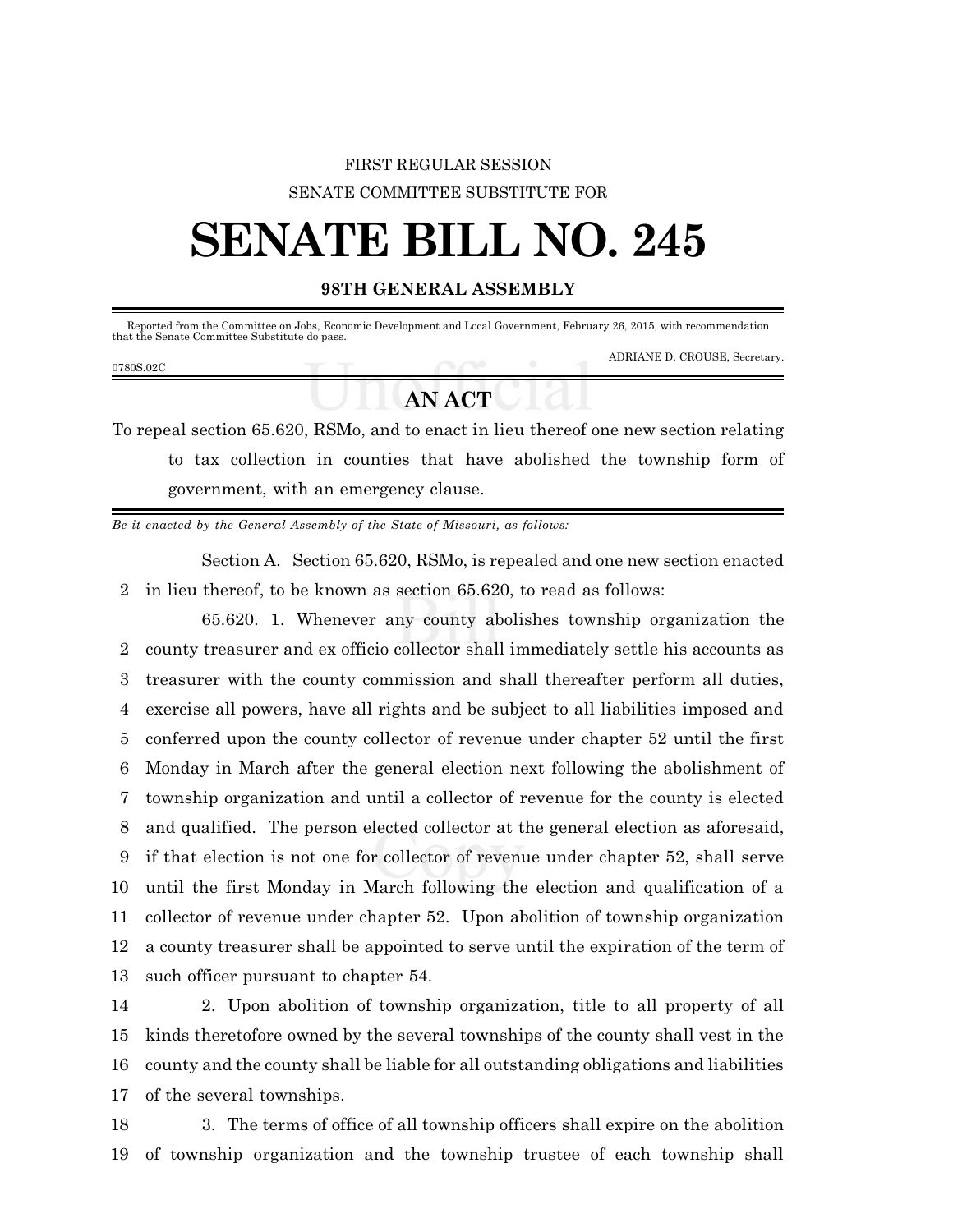FIRST REGULAR SESSION

SENATE COMMITTEE SUBSTITUTE FOR

# SENATE BILL NO. 245

## 98TH GENERAL ASSEMBLY

Reported from the Committee on Jobs, Economic Development and Local Government, February 26, 2015, with recommendation that the Senate Committee Substitute do pass.

ADRIANE D. CROUSE, Secretary.

0780S.02C

## AN ACT

To repeal section 65.620, RSMo, and to enact in lieu thereof one new section relating to tax collection in counties that have abolished the township form of government, with an emergency clause.

*Be it enacted by the General Assembly of the State of Missouri, as follows:*

Section A. Section 65.620, RSMo, is repealed and one new section enacted
2 in lieu thereof, to be known as section 65.620, to read as follows:

65.620. 1. Whenever any county abolishes township organization the
2 county treasurer and ex officio collector shall immediately settle his accounts as
3 treasurer with the county commission and shall thereafter perform all duties,
4 exercise all powers, have all rights and be subject to all liabilities imposed and
5 conferred upon the county collector of revenue under chapter 52 until the first
6 Monday in March after the general election next following the abolishment of
7 township organization and until a collector of revenue for the county is elected
8 and qualified. The person elected collector at the general election as aforesaid,
9 if that election is not one for collector of revenue under chapter 52, shall serve
10 until the first Monday in March following the election and qualification of a
11 collector of revenue under chapter 52. Upon abolition of township organization
12 a county treasurer shall be appointed to serve until the expiration of the term of
13 such officer pursuant to chapter 54.

14 2. Upon abolition of township organization, title to all property of all
15 kinds theretofore owned by the several townships of the county shall vest in the
16 county and the county shall be liable for all outstanding obligations and liabilities
17 of the several townships.

18 3. The terms of office of all township officers shall expire on the abolition
19 of township organization and the township trustee of each township shall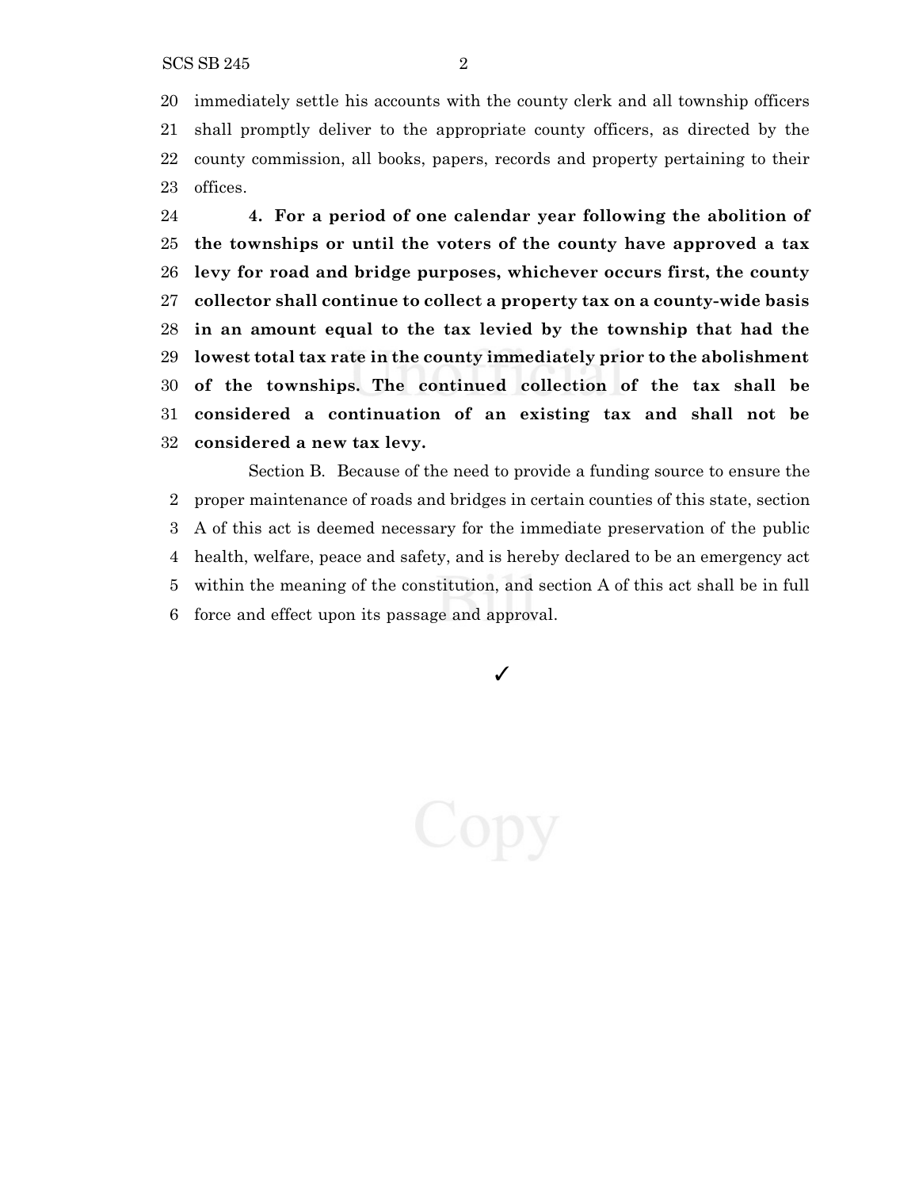immediately settle his accounts with the county clerk and all township officers shall promptly deliver to the appropriate county officers, as directed by the county commission, all books, papers, records and property pertaining to their offices.

**4. For a period of one calendar year following the abolition of the townships or until the voters of the county have approved a tax levy for road and bridge purposes, whichever occurs first, the county collector shall continue to collect a property tax on a county-wide basis in an amount equal to the tax levied by the township that had the lowest total tax rate in the county immediately prior to the abolishment of the townships. The continued collection of the tax shall be considered a continuation of an existing tax and shall not be considered a new tax levy.**

Section B. Because of the need to provide a funding source to ensure the proper maintenance of roads and bridges in certain counties of this state, section A of this act is deemed necessary for the immediate preservation of the public health, welfare, peace and safety, and is hereby declared to be an emergency act within the meaning of the constitution, and section A of this act shall be in full force and effect upon its passage and approval.

✓